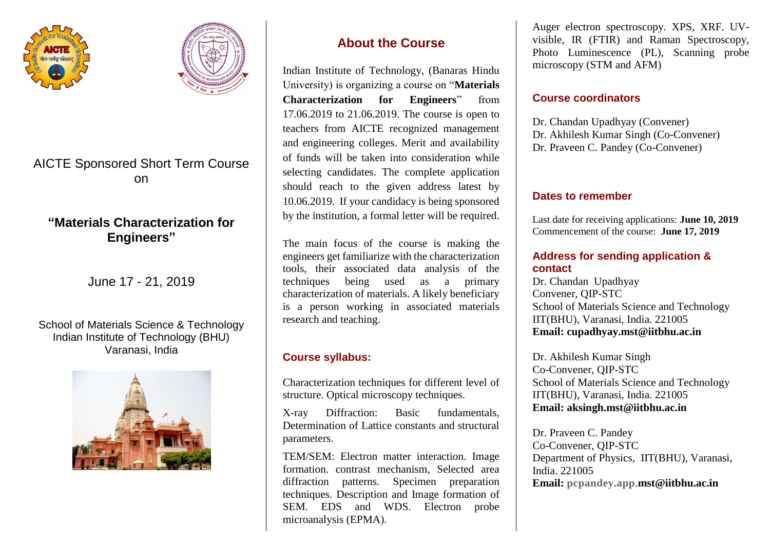AICTE Sponsored Short Term Course on

# "Materials Characterization for Engineers"

June 17 - 21, 2019

School of Materials Science & Technology
Indian Institute of Technology (BHU)
Varanasi, India

## About the Course

Indian Institute of Technology, (Banaras Hindu University) is organizing a course on "**Materials Characterization for Engineers**" from 17.06.2019 to 21.06.2019. The course is open to teachers from AICTE recognized management and engineering colleges. Merit and availability of funds will be taken into consideration while selecting candidates. The complete application should reach to the given address latest by 10.06.2019. If your candidacy is being sponsored by the institution, a formal letter will be required.

The main focus of the course is making the engineers get familiarize with the characterization tools, their associated data analysis of the techniques being used as a primary characterization of materials. A likely beneficiary is a person working in associated materials research and teaching.

## Course syllabus:

Characterization techniques for different level of structure. Optical microscopy techniques.

X-ray Diffraction: Basic fundamentals, Determination of Lattice constants and structural parameters.

TEM/SEM: Electron matter interaction. Image formation. contrast mechanism, Selected area diffraction patterns. Specimen preparation techniques. Description and Image formation of SEM. EDS and WDS. Electron probe microanalysis (EPMA).

Auger electron spectroscopy. XPS, XRF. UV-visible, IR (FTIR) and Raman Spectroscopy, Photo Luminescence (PL), Scanning probe microscopy (STM and AFM)

## Course coordinators

Dr. Chandan Upadhyay (Convener)
Dr. Akhilesh Kumar Singh (Co-Convener)
Dr. Praveen C. Pandey (Co-Convener)

## Dates to remember

Last date for receiving applications: **June 10, 2019**
Commencement of the course: **June 17, 2019**

## Address for sending application & contact

Dr. Chandan Upadhyay
Convener, QIP-STC
School of Materials Science and Technology
IIT(BHU), Varanasi, India. 221005
**Email: cupadhyay.mst@iitbhu.ac.in**

Dr. Akhilesh Kumar Singh
Co-Convener, QIP-STC
School of Materials Science and Technology
IIT(BHU), Varanasi, India. 221005
**Email: aksingh.mst@iitbhu.ac.in**

Dr. Praveen C. Pandey
Co-Convener, QIP-STC
Department of Physics, IIT(BHU), Varanasi, India. 221005
**Email: pcpandey.app.mst@iitbhu.ac.in**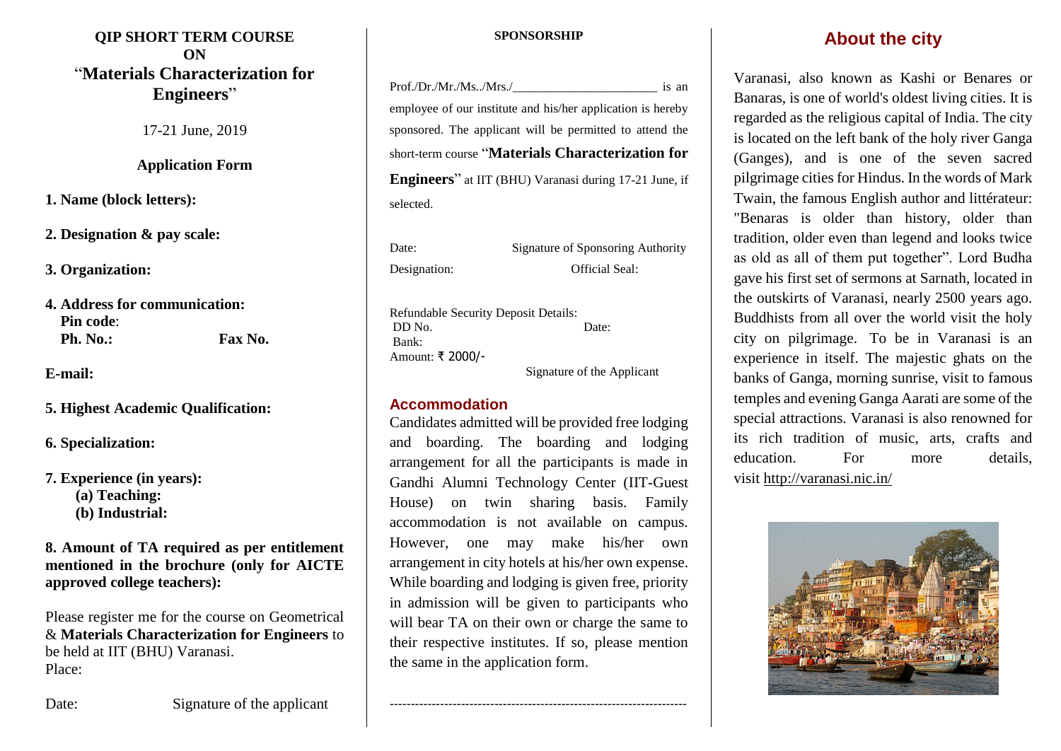**QIP SHORT TERM COURSE**
**ON**
"**Materials Characterization for Engineers**"

17-21 June, 2019

**Application Form**

**1. Name (block letters):**

**2. Designation & pay scale:**

**3. Organization:**

**4. Address for communication:**
**Pin code**:
**Ph. No.:** **Fax No.**

**E-mail:**

**5. Highest Academic Qualification:**

**6. Specialization:**

**7. Experience (in years):**
**(a) Teaching:**
**(b) Industrial:**

**8. Amount of TA required as per entitlement mentioned in the brochure (only for AICTE approved college teachers):**

Please register me for the course on Geometrical & **Materials Characterization for Engineers** to be held at IIT (BHU) Varanasi.
Place:

Date: Signature of the applicant

**SPONSORSHIP**

Prof./Dr./Mr./Ms../Mrs./______________________ is an employee of our institute and his/her application is hereby sponsored. The applicant will be permitted to attend the short-term course "**Materials Characterization for Engineers**" at IIT (BHU) Varanasi during 17-21 June, if selected.

Date: Signature of Sponsoring Authority
Designation: Official Seal:

Refundable Security Deposit Details:
DD No. Date:
Bank:
Amount: ₹ 2000/-

Signature of the Applicant

## Accommodation

Candidates admitted will be provided free lodging and boarding. The boarding and lodging arrangement for all the participants is made in Gandhi Alumni Technology Center (IIT-Guest House) on twin sharing basis. Family accommodation is not available on campus. However, one may make his/her own arrangement in city hotels at his/her own expense. While boarding and lodging is given free, priority in admission will be given to participants who will bear TA on their own or charge the same to their respective institutes. If so, please mention the same in the application form.

---

## About the city

Varanasi, also known as Kashi or Benares or Banaras, is one of world's oldest living cities. It is regarded as the religious capital of India. The city is located on the left bank of the holy river Ganga (Ganges), and is one of the seven sacred pilgrimage cities for Hindus. In the words of Mark Twain, the famous English author and littérateur: "Benaras is older than history, older than tradition, older even than legend and looks twice as old as all of them put together". Lord Budha gave his first set of sermons at Sarnath, located in the outskirts of Varanasi, nearly 2500 years ago. Buddhists from all over the world visit the holy city on pilgrimage. To be in Varanasi is an experience in itself. The majestic ghats on the banks of Ganga, morning sunrise, visit to famous temples and evening Ganga Aarati are some of the special attractions. Varanasi is also renowned for its rich tradition of music, arts, crafts and education. For more details, visit http://varanasi.nic.in/